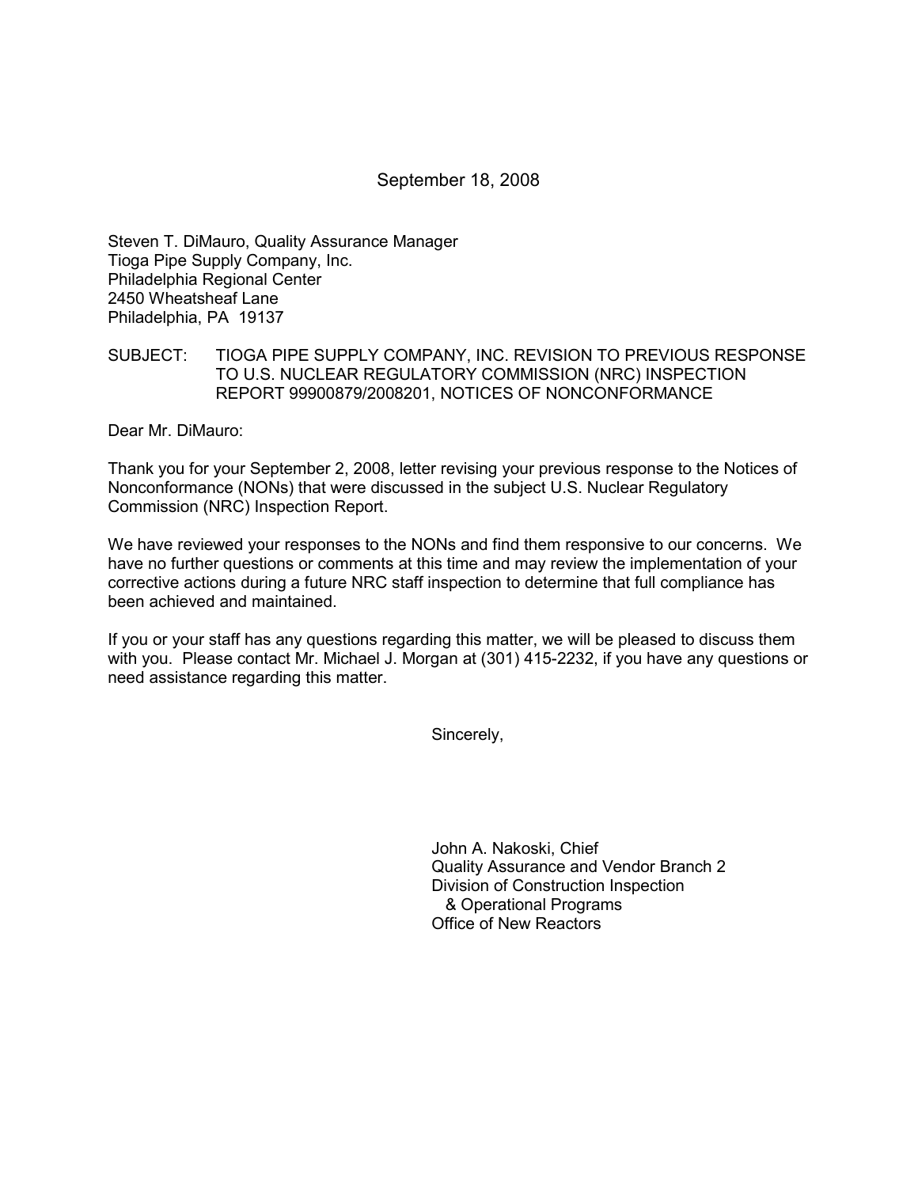September 18, 2008

Steven T. DiMauro, Quality Assurance Manager
Tioga Pipe Supply Company, Inc.
Philadelphia Regional Center
2450 Wheatsheaf Lane
Philadelphia, PA 19137

SUBJECT: TIOGA PIPE SUPPLY COMPANY, INC. REVISION TO PREVIOUS RESPONSE TO U.S. NUCLEAR REGULATORY COMMISSION (NRC) INSPECTION REPORT 99900879/2008201, NOTICES OF NONCONFORMANCE

Dear Mr. DiMauro:

Thank you for your September 2, 2008, letter revising your previous response to the Notices of Nonconformance (NONs) that were discussed in the subject U.S. Nuclear Regulatory Commission (NRC) Inspection Report.

We have reviewed your responses to the NONs and find them responsive to our concerns. We have no further questions or comments at this time and may review the implementation of your corrective actions during a future NRC staff inspection to determine that full compliance has been achieved and maintained.

If you or your staff has any questions regarding this matter, we will be pleased to discuss them with you. Please contact Mr. Michael J. Morgan at (301) 415-2232, if you have any questions or need assistance regarding this matter.

Sincerely,

John A. Nakoski, Chief
Quality Assurance and Vendor Branch 2
Division of Construction Inspection
& Operational Programs
Office of New Reactors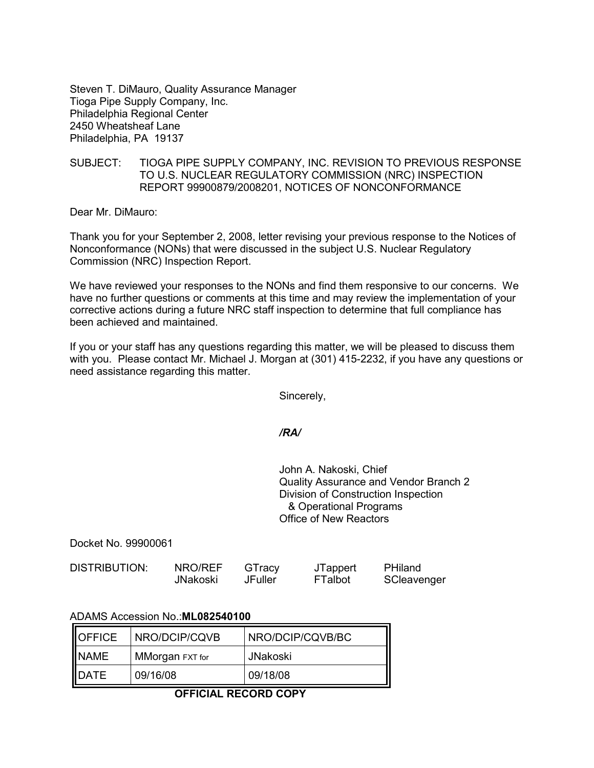Steven T. DiMauro, Quality Assurance Manager
Tioga Pipe Supply Company, Inc.
Philadelphia Regional Center
2450 Wheatsheaf Lane
Philadelphia, PA 19137

SUBJECT: TIOGA PIPE SUPPLY COMPANY, INC. REVISION TO PREVIOUS RESPONSE TO U.S. NUCLEAR REGULATORY COMMISSION (NRC) INSPECTION REPORT 99900879/2008201, NOTICES OF NONCONFORMANCE

Dear Mr. DiMauro:

Thank you for your September 2, 2008, letter revising your previous response to the Notices of Nonconformance (NONs) that were discussed in the subject U.S. Nuclear Regulatory Commission (NRC) Inspection Report.

We have reviewed your responses to the NONs and find them responsive to our concerns. We have no further questions or comments at this time and may review the implementation of your corrective actions during a future NRC staff inspection to determine that full compliance has been achieved and maintained.

If you or your staff has any questions regarding this matter, we will be pleased to discuss them with you. Please contact Mr. Michael J. Morgan at (301) 415-2232, if you have any questions or need assistance regarding this matter.

Sincerely,

*/RA/*

John A. Nakoski, Chief
Quality Assurance and Vendor Branch 2
Division of Construction Inspection
& Operational Programs
Office of New Reactors

Docket No. 99900061

DISTRIBUTION: NRO/REF GTracy JTappert PHiland
JNakoski JFuller FTalbot SCleavenger

ADAMS Accession No.:**ML082540100**

| | | |
|---|---|---|
| OFFICE | NRO/DCIP/CQVB | NRO/DCIP/CQVB/BC |
| NAME | MMorgan FXT for | JNakoski |
| DATE | 09/16/08 | 09/18/08 |

**OFFICIAL RECORD COPY**